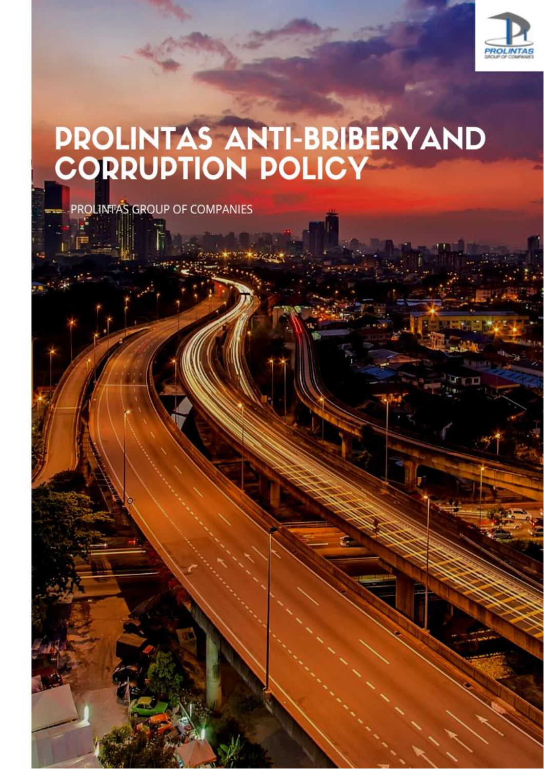PROLINTAS GROUP OF COMPANIES

# PROLINTAS ANTI-BRIBERYAND CORRUPTION POLICY

PROLINTAS GROUP OF COMPANIES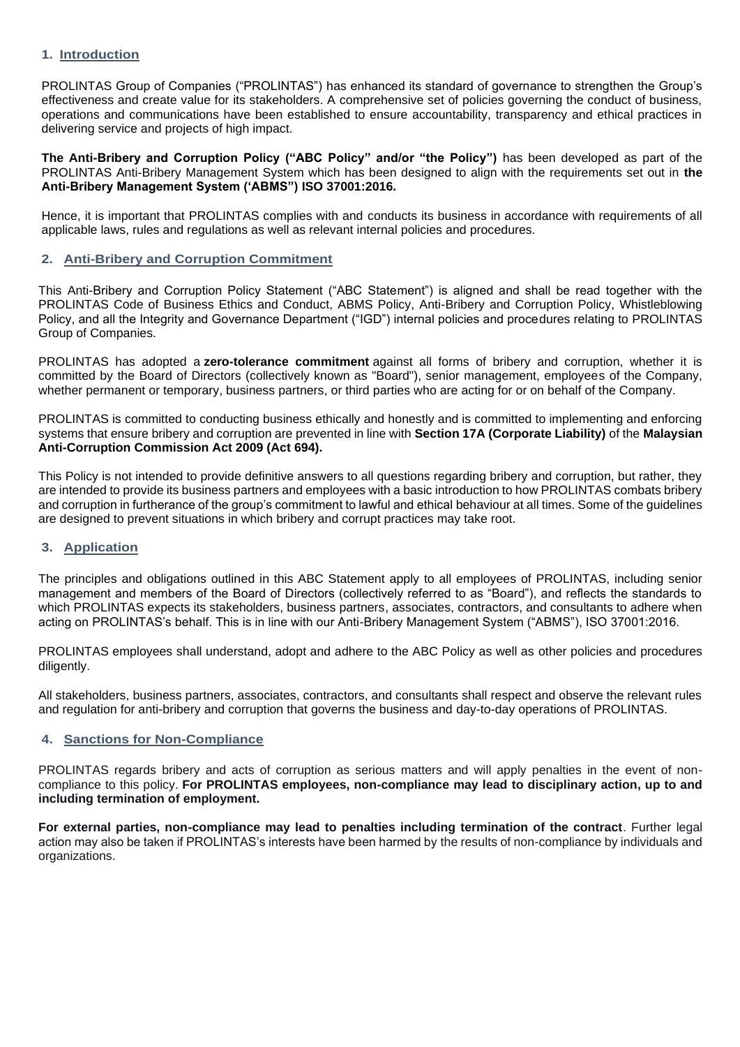## 1. Introduction

PROLINTAS Group of Companies ("PROLINTAS") has enhanced its standard of governance to strengthen the Group's effectiveness and create value for its stakeholders. A comprehensive set of policies governing the conduct of business, operations and communications have been established to ensure accountability, transparency and ethical practices in delivering service and projects of high impact.

**The Anti-Bribery and Corruption Policy ("ABC Policy" and/or "the Policy")** has been developed as part of the PROLINTAS Anti-Bribery Management System which has been designed to align with the requirements set out in **the Anti-Bribery Management System ('ABMS") ISO 37001:2016.**

Hence, it is important that PROLINTAS complies with and conducts its business in accordance with requirements of all applicable laws, rules and regulations as well as relevant internal policies and procedures.

## 2. Anti-Bribery and Corruption Commitment

This Anti-Bribery and Corruption Policy Statement ("ABC Statement") is aligned and shall be read together with the PROLINTAS Code of Business Ethics and Conduct, ABMS Policy, Anti-Bribery and Corruption Policy, Whistleblowing Policy, and all the Integrity and Governance Department ("IGD") internal policies and procedures relating to PROLINTAS Group of Companies.

PROLINTAS has adopted a **zero-tolerance commitment** against all forms of bribery and corruption, whether it is committed by the Board of Directors (collectively known as "Board"), senior management, employees of the Company, whether permanent or temporary, business partners, or third parties who are acting for or on behalf of the Company.

PROLINTAS is committed to conducting business ethically and honestly and is committed to implementing and enforcing systems that ensure bribery and corruption are prevented in line with **Section 17A (Corporate Liability)** of the **Malaysian Anti-Corruption Commission Act 2009 (Act 694).**

This Policy is not intended to provide definitive answers to all questions regarding bribery and corruption, but rather, they are intended to provide its business partners and employees with a basic introduction to how PROLINTAS combats bribery and corruption in furtherance of the group's commitment to lawful and ethical behaviour at all times. Some of the guidelines are designed to prevent situations in which bribery and corrupt practices may take root.

## 3. Application

The principles and obligations outlined in this ABC Statement apply to all employees of PROLINTAS, including senior management and members of the Board of Directors (collectively referred to as "Board"), and reflects the standards to which PROLINTAS expects its stakeholders, business partners, associates, contractors, and consultants to adhere when acting on PROLINTAS's behalf. This is in line with our Anti-Bribery Management System ("ABMS"), ISO 37001:2016.

PROLINTAS employees shall understand, adopt and adhere to the ABC Policy as well as other policies and procedures diligently.

All stakeholders, business partners, associates, contractors, and consultants shall respect and observe the relevant rules and regulation for anti-bribery and corruption that governs the business and day-to-day operations of PROLINTAS.

## 4. Sanctions for Non-Compliance

PROLINTAS regards bribery and acts of corruption as serious matters and will apply penalties in the event of non-compliance to this policy. **For PROLINTAS employees, non-compliance may lead to disciplinary action, up to and including termination of employment.**

**For external parties, non-compliance may lead to penalties including termination of the contract**. Further legal action may also be taken if PROLINTAS's interests have been harmed by the results of non-compliance by individuals and organizations.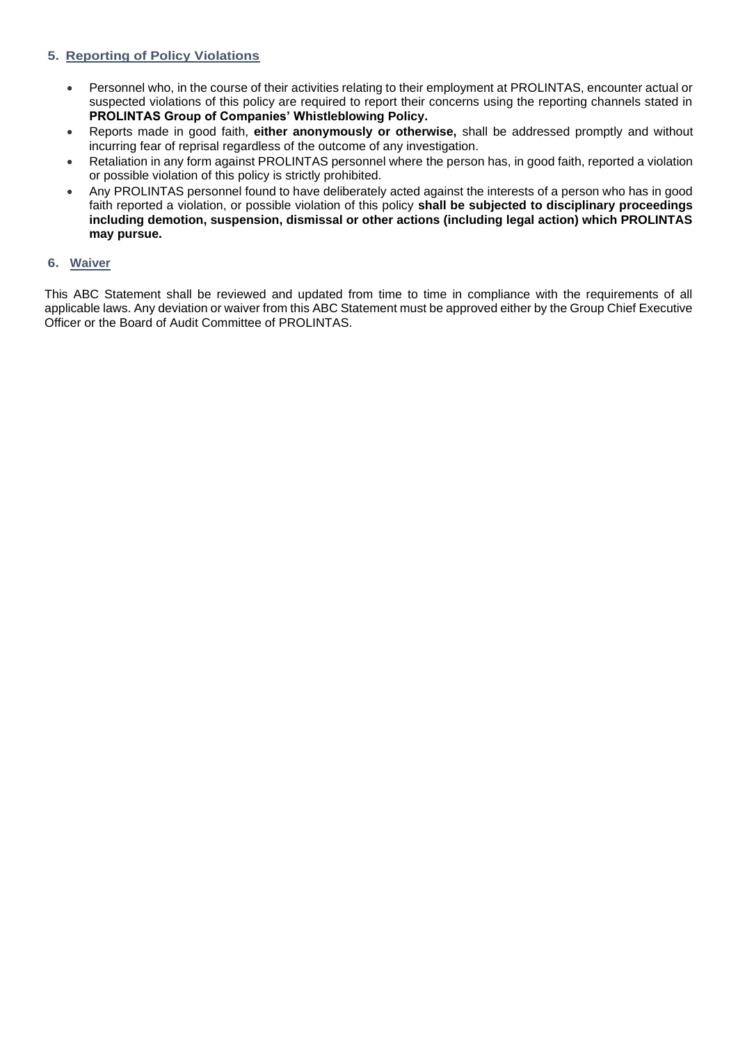## 5. Reporting of Policy Violations

- Personnel who, in the course of their activities relating to their employment at PROLINTAS, encounter actual or suspected violations of this policy are required to report their concerns using the reporting channels stated in **PROLINTAS Group of Companies' Whistleblowing Policy.**
- Reports made in good faith, **either anonymously or otherwise,** shall be addressed promptly and without incurring fear of reprisal regardless of the outcome of any investigation.
- Retaliation in any form against PROLINTAS personnel where the person has, in good faith, reported a violation or possible violation of this policy is strictly prohibited.
- Any PROLINTAS personnel found to have deliberately acted against the interests of a person who has in good faith reported a violation, or possible violation of this policy **shall be subjected to disciplinary proceedings including demotion, suspension, dismissal or other actions (including legal action) which PROLINTAS may pursue.**

## 6. Waiver

This ABC Statement shall be reviewed and updated from time to time in compliance with the requirements of all applicable laws. Any deviation or waiver from this ABC Statement must be approved either by the Group Chief Executive Officer or the Board of Audit Committee of PROLINTAS.